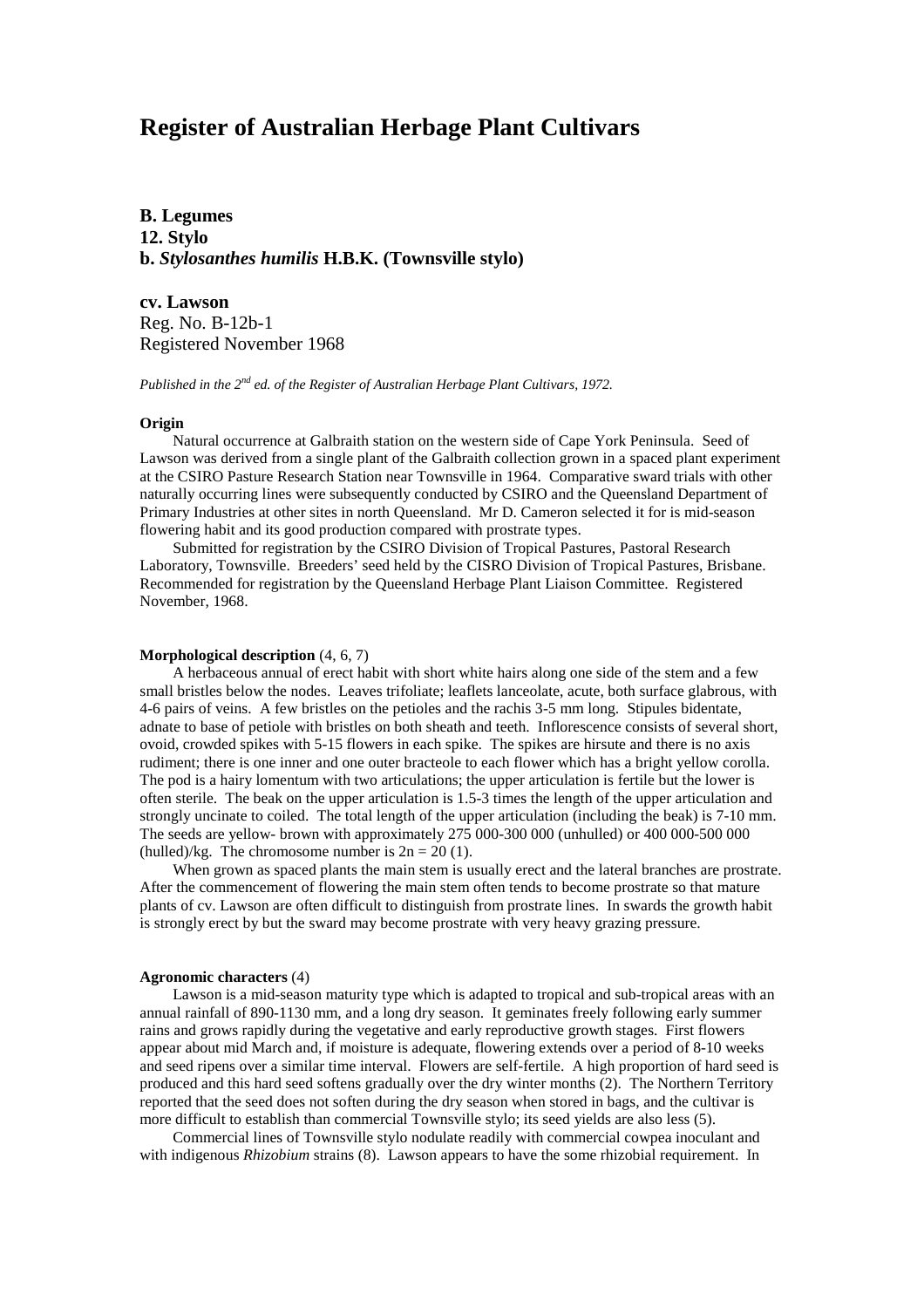# Register of Australian Herbage Plant Cultivars

**B. Legumes**
**12. Stylo**
**b. *Stylosanthes humilis* H.B.K. (Townsville stylo)**

**cv. Lawson**
Reg. No. B-12b-1
Registered November 1968

*Published in the 2nd ed. of the Register of Australian Herbage Plant Cultivars, 1972.*

**Origin**

Natural occurrence at Galbraith station on the western side of Cape York Peninsula. Seed of Lawson was derived from a single plant of the Galbraith collection grown in a spaced plant experiment at the CSIRO Pasture Research Station near Townsville in 1964. Comparative sward trials with other naturally occurring lines were subsequently conducted by CSIRO and the Queensland Department of Primary Industries at other sites in north Queensland. Mr D. Cameron selected it for is mid-season flowering habit and its good production compared with prostrate types.

Submitted for registration by the CSIRO Division of Tropical Pastures, Pastoral Research Laboratory, Townsville. Breeders' seed held by the CISRO Division of Tropical Pastures, Brisbane. Recommended for registration by the Queensland Herbage Plant Liaison Committee. Registered November, 1968.

**Morphological description** (4, 6, 7)

A herbaceous annual of erect habit with short white hairs along one side of the stem and a few small bristles below the nodes. Leaves trifoliate; leaflets lanceolate, acute, both surface glabrous, with 4-6 pairs of veins. A few bristles on the petioles and the rachis 3-5 mm long. Stipules bidentate, adnate to base of petiole with bristles on both sheath and teeth. Inflorescence consists of several short, ovoid, crowded spikes with 5-15 flowers in each spike. The spikes are hirsute and there is no axis rudiment; there is one inner and one outer bracteole to each flower which has a bright yellow corolla. The pod is a hairy lomentum with two articulations; the upper articulation is fertile but the lower is often sterile. The beak on the upper articulation is 1.5-3 times the length of the upper articulation and strongly uncinate to coiled. The total length of the upper articulation (including the beak) is 7-10 mm. The seeds are yellow- brown with approximately 275 000-300 000 (unhulled) or 400 000-500 000 (hulled)/kg. The chromosome number is $2n = 20$ (1).

When grown as spaced plants the main stem is usually erect and the lateral branches are prostrate. After the commencement of flowering the main stem often tends to become prostrate so that mature plants of cv. Lawson are often difficult to distinguish from prostrate lines. In swards the growth habit is strongly erect by but the sward may become prostrate with very heavy grazing pressure.

**Agronomic characters** (4)

Lawson is a mid-season maturity type which is adapted to tropical and sub-tropical areas with an annual rainfall of 890-1130 mm, and a long dry season. It geminates freely following early summer rains and grows rapidly during the vegetative and early reproductive growth stages. First flowers appear about mid March and, if moisture is adequate, flowering extends over a period of 8-10 weeks and seed ripens over a similar time interval. Flowers are self-fertile. A high proportion of hard seed is produced and this hard seed softens gradually over the dry winter months (2). The Northern Territory reported that the seed does not soften during the dry season when stored in bags, and the cultivar is more difficult to establish than commercial Townsville stylo; its seed yields are also less (5).

Commercial lines of Townsville stylo nodulate readily with commercial cowpea inoculant and with indigenous *Rhizobium* strains (8). Lawson appears to have the some rhizobial requirement. In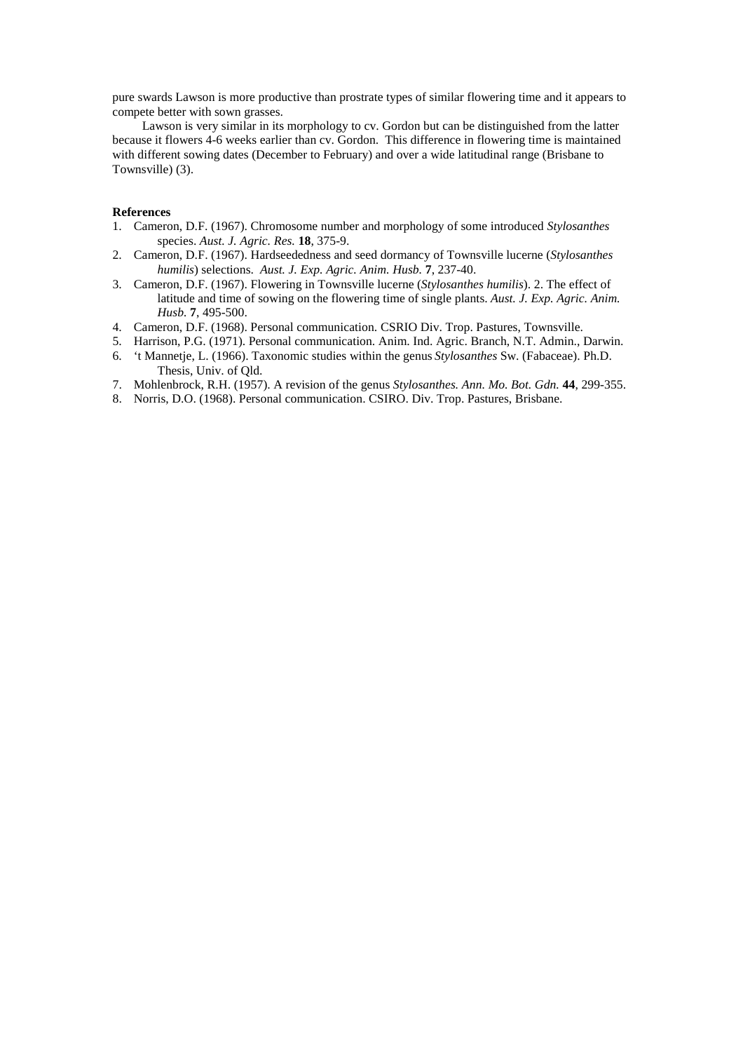pure swards Lawson is more productive than prostrate types of similar flowering time and it appears to compete better with sown grasses.

Lawson is very similar in its morphology to cv. Gordon but can be distinguished from the latter because it flowers 4-6 weeks earlier than cv. Gordon. This difference in flowering time is maintained with different sowing dates (December to February) and over a wide latitudinal range (Brisbane to Townsville) (3).

**References**

1. Cameron, D.F. (1967). Chromosome number and morphology of some introduced *Stylosanthes* species. *Aust. J. Agric. Res.* **18**, 375-9.
2. Cameron, D.F. (1967). Hardseededness and seed dormancy of Townsville lucerne (*Stylosanthes humilis*) selections. *Aust. J. Exp. Agric. Anim. Husb.* **7**, 237-40.
3. Cameron, D.F. (1967). Flowering in Townsville lucerne (*Stylosanthes humilis*). 2. The effect of latitude and time of sowing on the flowering time of single plants. *Aust. J. Exp. Agric. Anim. Husb.* **7**, 495-500.
4. Cameron, D.F. (1968). Personal communication. CSRIO Div. Trop. Pastures, Townsville.
5. Harrison, P.G. (1971). Personal communication. Anim. Ind. Agric. Branch, N.T. Admin., Darwin.
6. 't Mannetje, L. (1966). Taxonomic studies within the genus *Stylosanthes* Sw. (Fabaceae). Ph.D. Thesis, Univ. of Qld.
7. Mohlenbrock, R.H. (1957). A revision of the genus *Stylosanthes. Ann. Mo. Bot. Gdn.* **44**, 299-355.
8. Norris, D.O. (1968). Personal communication. CSIRO. Div. Trop. Pastures, Brisbane.